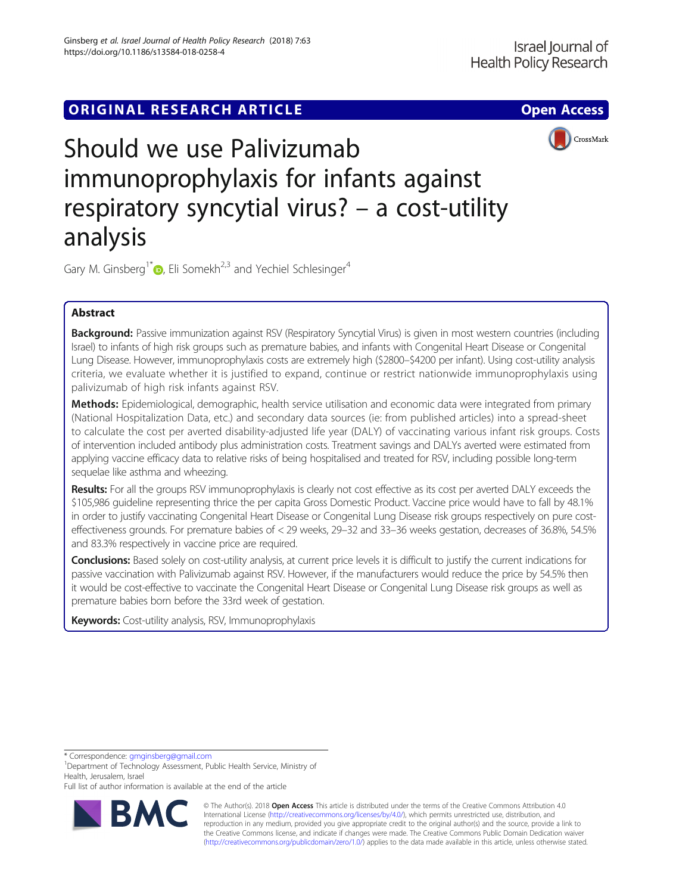ORIGINAL RESEARCH ARTICLE

Open Access

# Should we use Palivizumab immunoprophylaxis for infants against respiratory syncytial virus? – a cost-utility analysis

Gary M. Ginsberg[1*], Eli Somekh[2,3] and Yechiel Schlesinger[4]

## Abstract

**Background:** Passive immunization against RSV (Respiratory Syncytial Virus) is given in most western countries (including Israel) to infants of high risk groups such as premature babies, and infants with Congenital Heart Disease or Congenital Lung Disease. However, immunoprophylaxis costs are extremely high ($2800–$4200 per infant). Using cost-utility analysis criteria, we evaluate whether it is justified to expand, continue or restrict nationwide immunoprophylaxis using palivizumab of high risk infants against RSV.

**Methods:** Epidemiological, demographic, health service utilisation and economic data were integrated from primary (National Hospitalization Data, etc.) and secondary data sources (ie: from published articles) into a spread-sheet to calculate the cost per averted disability-adjusted life year (DALY) of vaccinating various infant risk groups. Costs of intervention included antibody plus administration costs. Treatment savings and DALYs averted were estimated from applying vaccine efficacy data to relative risks of being hospitalised and treated for RSV, including possible long-term sequelae like asthma and wheezing.

**Results:** For all the groups RSV immunoprophylaxis is clearly not cost effective as its cost per averted DALY exceeds the $105,986 guideline representing thrice the per capita Gross Domestic Product. Vaccine price would have to fall by 48.1% in order to justify vaccinating Congenital Heart Disease or Congenital Lung Disease risk groups respectively on pure cost-effectiveness grounds. For premature babies of < 29 weeks, 29–32 and 33–36 weeks gestation, decreases of 36.8%, 54.5% and 83.3% respectively in vaccine price are required.

**Conclusions:** Based solely on cost-utility analysis, at current price levels it is difficult to justify the current indications for passive vaccination with Palivizumab against RSV. However, if the manufacturers would reduce the price by 54.5% then it would be cost-effective to vaccinate the Congenital Heart Disease or Congenital Lung Disease risk groups as well as premature babies born before the 33rd week of gestation.

**Keywords:** Cost-utility analysis, RSV, Immunoprophylaxis

---

* Correspondence: gmginsberg@gmail.com
[1]Department of Technology Assessment, Public Health Service, Ministry of Health, Jerusalem, Israel
Full list of author information is available at the end of the article

© The Author(s). 2018 **Open Access** This article is distributed under the terms of the Creative Commons Attribution 4.0 International License (http://creativecommons.org/licenses/by/4.0/), which permits unrestricted use, distribution, and reproduction in any medium, provided you give appropriate credit to the original author(s) and the source, provide a link to the Creative Commons license, and indicate if changes were made. The Creative Commons Public Domain Dedication waiver (http://creativecommons.org/publicdomain/zero/1.0/) applies to the data made available in this article, unless otherwise stated.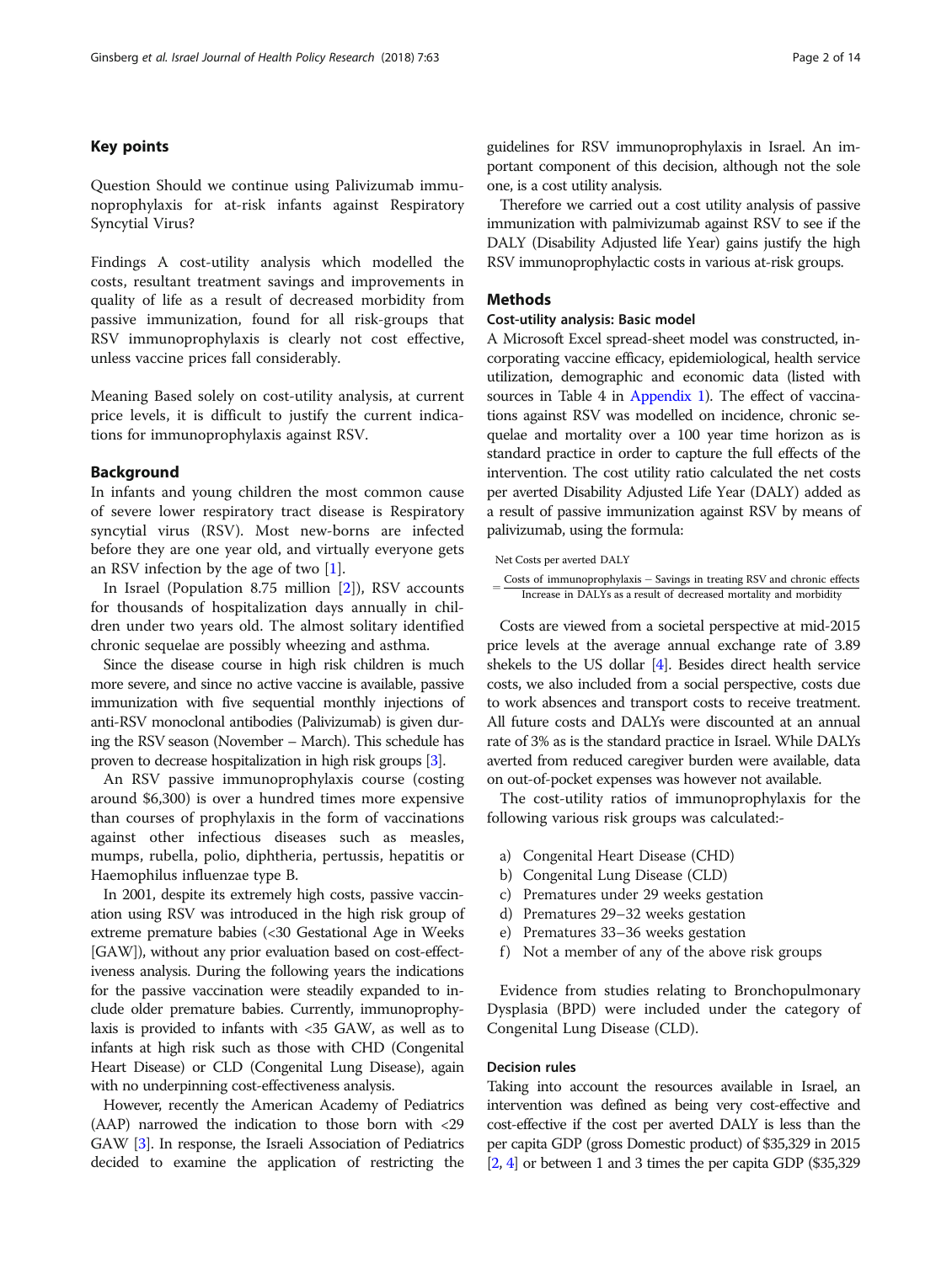## Key points

Question Should we continue using Palivizumab immunoprophylaxis for at-risk infants against Respiratory Syncytial Virus?

Findings A cost-utility analysis which modelled the costs, resultant treatment savings and improvements in quality of life as a result of decreased morbidity from passive immunization, found for all risk-groups that RSV immunoprophylaxis is clearly not cost effective, unless vaccine prices fall considerably.

Meaning Based solely on cost-utility analysis, at current price levels, it is difficult to justify the current indications for immunoprophylaxis against RSV.

## Background

In infants and young children the most common cause of severe lower respiratory tract disease is Respiratory syncytial virus (RSV). Most new-borns are infected before they are one year old, and virtually everyone gets an RSV infection by the age of two [1].

In Israel (Population 8.75 million [2]), RSV accounts for thousands of hospitalization days annually in children under two years old. The almost solitary identified chronic sequelae are possibly wheezing and asthma.

Since the disease course in high risk children is much more severe, and since no active vaccine is available, passive immunization with five sequential monthly injections of anti-RSV monoclonal antibodies (Palivizumab) is given during the RSV season (November – March). This schedule has proven to decrease hospitalization in high risk groups [3].

An RSV passive immunoprophylaxis course (costing around $6,300) is over a hundred times more expensive than courses of prophylaxis in the form of vaccinations against other infectious diseases such as measles, mumps, rubella, polio, diphtheria, pertussis, hepatitis or Haemophilus influenzae type B.

In 2001, despite its extremely high costs, passive vaccination using RSV was introduced in the high risk group of extreme premature babies (<30 Gestational Age in Weeks [GAW]), without any prior evaluation based on cost-effectiveness analysis. During the following years the indications for the passive vaccination were steadily expanded to include older premature babies. Currently, immunoprophylaxis is provided to infants with <35 GAW, as well as to infants at high risk such as those with CHD (Congenital Heart Disease) or CLD (Congenital Lung Disease), again with no underpinning cost-effectiveness analysis.

However, recently the American Academy of Pediatrics (AAP) narrowed the indication to those born with <29 GAW [3]. In response, the Israeli Association of Pediatrics decided to examine the application of restricting the guidelines for RSV immunoprophylaxis in Israel. An important component of this decision, although not the sole one, is a cost utility analysis.

Therefore we carried out a cost utility analysis of passive immunization with palmivizumab against RSV to see if the DALY (Disability Adjusted life Year) gains justify the high RSV immunoprophylactic costs in various at-risk groups.

## Methods

### Cost-utility analysis: Basic model

A Microsoft Excel spread-sheet model was constructed, incorporating vaccine efficacy, epidemiological, health service utilization, demographic and economic data (listed with sources in Table 4 in Appendix 1). The effect of vaccinations against RSV was modelled on incidence, chronic sequelae and mortality over a 100 year time horizon as is standard practice in order to capture the full effects of the intervention. The cost utility ratio calculated the net costs per averted Disability Adjusted Life Year (DALY) added as a result of passive immunization against RSV by means of palivizumab, using the formula:

$$\text{Net Costs per averted DALY} = \frac{\text{Costs of immunoprophylaxis} - \text{Savings in treating RSV and chronic effects}}{\text{Increase in DALYs as a result of decreased mortality and morbidity}}$$

Costs are viewed from a societal perspective at mid-2015 price levels at the average annual exchange rate of 3.89 shekels to the US dollar [4]. Besides direct health service costs, we also included from a social perspective, costs due to work absences and transport costs to receive treatment. All future costs and DALYs were discounted at an annual rate of 3% as is the standard practice in Israel. While DALYs averted from reduced caregiver burden were available, data on out-of-pocket expenses was however not available.

The cost-utility ratios of immunoprophylaxis for the following various risk groups was calculated:-

a) Congenital Heart Disease (CHD)
b) Congenital Lung Disease (CLD)
c) Prematures under 29 weeks gestation
d) Prematures 29–32 weeks gestation
e) Prematures 33–36 weeks gestation
f) Not a member of any of the above risk groups

Evidence from studies relating to Bronchopulmonary Dysplasia (BPD) were included under the category of Congenital Lung Disease (CLD).

### Decision rules

Taking into account the resources available in Israel, an intervention was defined as being very cost-effective and cost-effective if the cost per averted DALY is less than the per capita GDP (gross Domestic product) of $35,329 in 2015 [2, 4] or between 1 and 3 times the per capita GDP ($35,329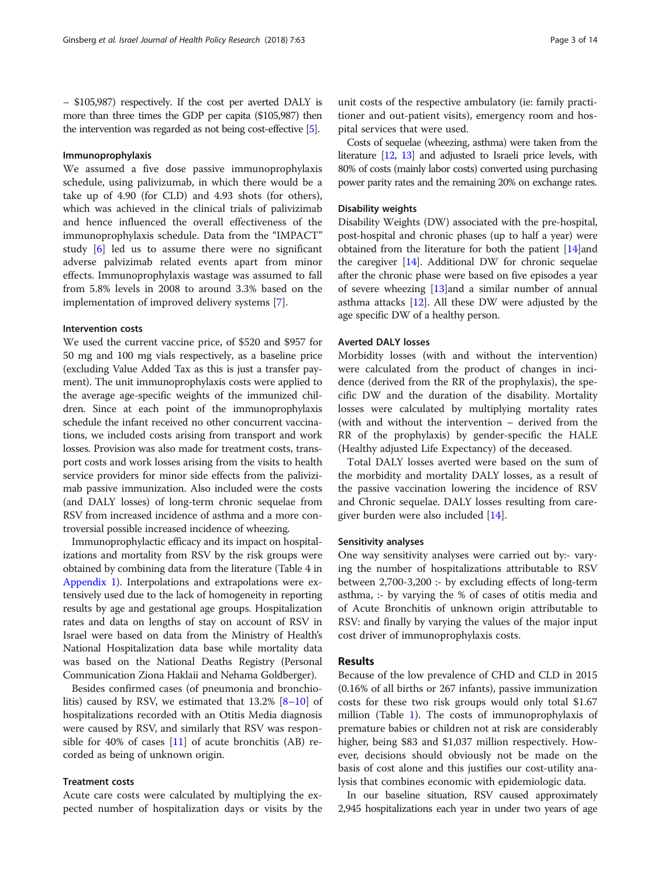– $105,987) respectively. If the cost per averted DALY is more than three times the GDP per capita ($105,987) then the intervention was regarded as not being cost-effective [5].

### Immunoprophylaxis

We assumed a five dose passive immunoprophylaxis schedule, using palivizumab, in which there would be a take up of 4.90 (for CLD) and 4.93 shots (for others), which was achieved in the clinical trials of palivizimab and hence influenced the overall effectiveness of the immunoprophylaxis schedule. Data from the "IMPACT" study [6] led us to assume there were no significant adverse palvizimab related events apart from minor effects. Immunoprophylaxis wastage was assumed to fall from 5.8% levels in 2008 to around 3.3% based on the implementation of improved delivery systems [7].

### Intervention costs

We used the current vaccine price, of $520 and $957 for 50 mg and 100 mg vials respectively, as a baseline price (excluding Value Added Tax as this is just a transfer payment). The unit immunoprophylaxis costs were applied to the average age-specific weights of the immunized children. Since at each point of the immunoprophylaxis schedule the infant received no other concurrent vaccinations, we included costs arising from transport and work losses. Provision was also made for treatment costs, transport costs and work losses arising from the visits to health service providers for minor side effects from the palivizimab passive immunization. Also included were the costs (and DALY losses) of long-term chronic sequelae from RSV from increased incidence of asthma and a more controversial possible increased incidence of wheezing.

Immunoprophylactic efficacy and its impact on hospitalizations and mortality from RSV by the risk groups were obtained by combining data from the literature (Table 4 in Appendix 1). Interpolations and extrapolations were extensively used due to the lack of homogeneity in reporting results by age and gestational age groups. Hospitalization rates and data on lengths of stay on account of RSV in Israel were based on data from the Ministry of Health's National Hospitalization data base while mortality data was based on the National Deaths Registry (Personal Communication Ziona Haklaii and Nehama Goldberger).

Besides confirmed cases (of pneumonia and bronchiolitis) caused by RSV, we estimated that 13.2% [8–10] of hospitalizations recorded with an Otitis Media diagnosis were caused by RSV, and similarly that RSV was responsible for 40% of cases [11] of acute bronchitis (AB) recorded as being of unknown origin.

### Treatment costs

Acute care costs were calculated by multiplying the expected number of hospitalization days or visits by the unit costs of the respective ambulatory (ie: family practitioner and out-patient visits), emergency room and hospital services that were used.

Costs of sequelae (wheezing, asthma) were taken from the literature [12, 13] and adjusted to Israeli price levels, with 80% of costs (mainly labor costs) converted using purchasing power parity rates and the remaining 20% on exchange rates.

### Disability weights

Disability Weights (DW) associated with the pre-hospital, post-hospital and chronic phases (up to half a year) were obtained from the literature for both the patient [14]and the caregiver [14]. Additional DW for chronic sequelae after the chronic phase were based on five episodes a year of severe wheezing [13]and a similar number of annual asthma attacks [12]. All these DW were adjusted by the age specific DW of a healthy person.

### Averted DALY losses

Morbidity losses (with and without the intervention) were calculated from the product of changes in incidence (derived from the RR of the prophylaxis), the specific DW and the duration of the disability. Mortality losses were calculated by multiplying mortality rates (with and without the intervention – derived from the RR of the prophylaxis) by gender-specific the HALE (Healthy adjusted Life Expectancy) of the deceased.

Total DALY losses averted were based on the sum of the morbidity and mortality DALY losses, as a result of the passive vaccination lowering the incidence of RSV and Chronic sequelae. DALY losses resulting from caregiver burden were also included [14].

### Sensitivity analyses

One way sensitivity analyses were carried out by:- varying the number of hospitalizations attributable to RSV between 2,700-3,200 :- by excluding effects of long-term asthma, :- by varying the % of cases of otitis media and of Acute Bronchitis of unknown origin attributable to RSV: and finally by varying the values of the major input cost driver of immunoprophylaxis costs.

## Results

Because of the low prevalence of CHD and CLD in 2015 (0.16% of all births or 267 infants), passive immunization costs for these two risk groups would only total $1.67 million (Table 1). The costs of immunoprophylaxis of premature babies or children not at risk are considerably higher, being $83 and $1,037 million respectively. However, decisions should obviously not be made on the basis of cost alone and this justifies our cost-utility analysis that combines economic with epidemiologic data.

In our baseline situation, RSV caused approximately 2,945 hospitalizations each year in under two years of age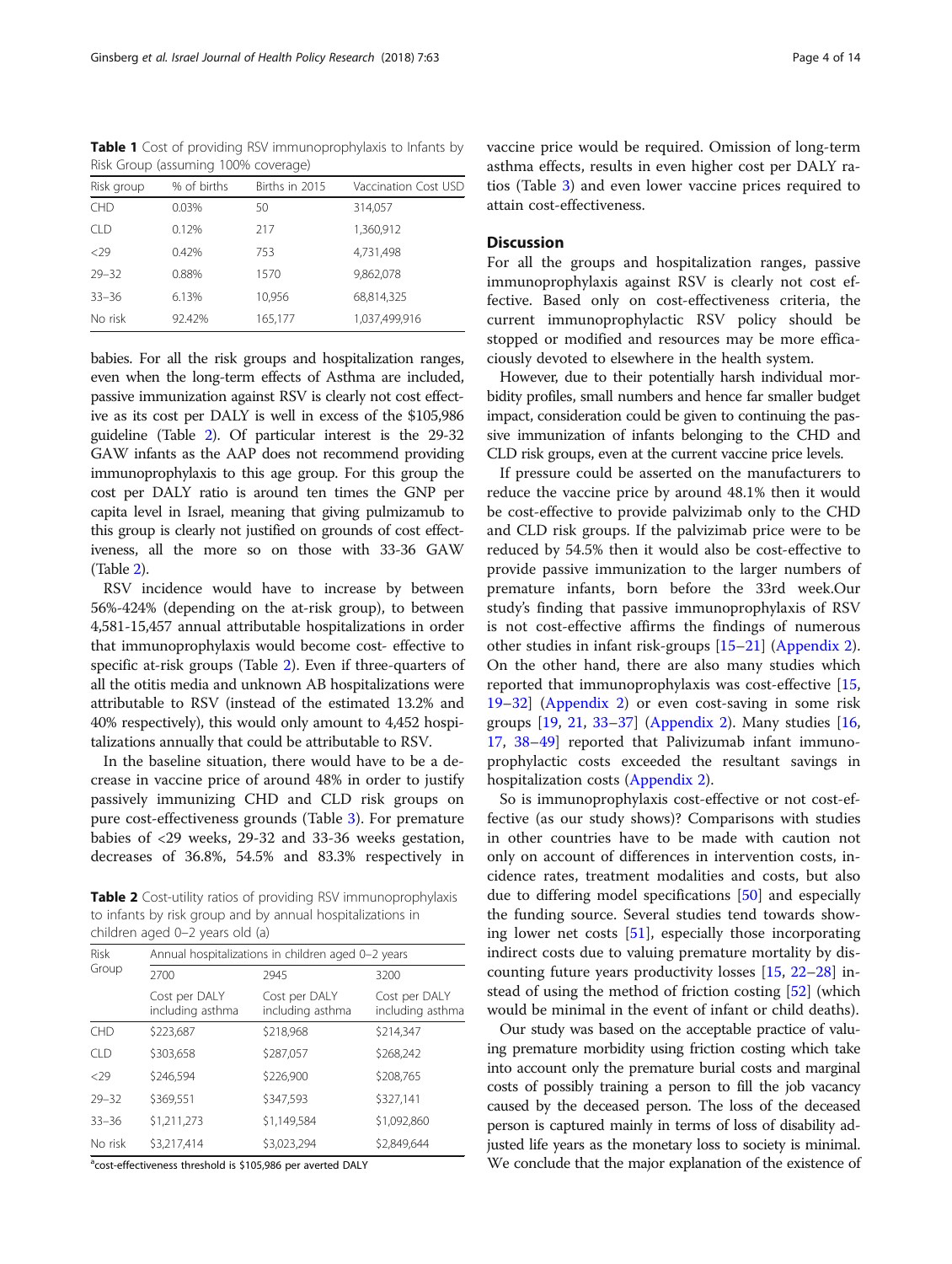**Table 1** Cost of providing RSV immunoprophylaxis to Infants by Risk Group (assuming 100% coverage)

| Risk group | % of births | Births in 2015 | Vaccination Cost USD |
|---|---|---|---|
| CHD | 0.03% | 50 | 314,057 |
| CLD | 0.12% | 217 | 1,360,912 |
| <29 | 0.42% | 753 | 4,731,498 |
| 29–32 | 0.88% | 1570 | 9,862,078 |
| 33–36 | 6.13% | 10,956 | 68,814,325 |
| No risk | 92.42% | 165,177 | 1,037,499,916 |

babies. For all the risk groups and hospitalization ranges, even when the long-term effects of Asthma are included, passive immunization against RSV is clearly not cost effective as its cost per DALY is well in excess of the $105,986 guideline (Table 2). Of particular interest is the 29-32 GAW infants as the AAP does not recommend providing immunoprophylaxis to this age group. For this group the cost per DALY ratio is around ten times the GNP per capita level in Israel, meaning that giving pulmizamub to this group is clearly not justified on grounds of cost effectiveness, all the more so on those with 33-36 GAW (Table 2).

RSV incidence would have to increase by between 56%-424% (depending on the at-risk group), to between 4,581-15,457 annual attributable hospitalizations in order that immunoprophylaxis would become cost- effective to specific at-risk groups (Table 2). Even if three-quarters of all the otitis media and unknown AB hospitalizations were attributable to RSV (instead of the estimated 13.2% and 40% respectively), this would only amount to 4,452 hospitalizations annually that could be attributable to RSV.

In the baseline situation, there would have to be a decrease in vaccine price of around 48% in order to justify passively immunizing CHD and CLD risk groups on pure cost-effectiveness grounds (Table 3). For premature babies of <29 weeks, 29-32 and 33-36 weeks gestation, decreases of 36.8%, 54.5% and 83.3% respectively in

**Table 2** Cost-utility ratios of providing RSV immunoprophylaxis to infants by risk group and by annual hospitalizations in children aged 0–2 years old (a)

| Risk Group | Annual hospitalizations in children aged 0–2 years | | |
|---|---|---|---|
| | 2700 | 2945 | 3200 |
| | Cost per DALY including asthma | Cost per DALY including asthma | Cost per DALY including asthma |
| CHD | $223,687 | $218,968 | $214,347 |
| CLD | $303,658 | $287,057 | $268,242 |
| <29 | $246,594 | $226,900 | $208,765 |
| 29–32 | $369,551 | $347,593 | $327,141 |
| 33–36 | $1,211,273 | $1,149,584 | $1,092,860 |
| No risk | $3,217,414 | $3,023,294 | $2,849,644 |

[a]cost-effectiveness threshold is $105,986 per averted DALY

vaccine price would be required. Omission of long-term asthma effects, results in even higher cost per DALY ratios (Table 3) and even lower vaccine prices required to attain cost-effectiveness.

## Discussion

For all the groups and hospitalization ranges, passive immunoprophylaxis against RSV is clearly not cost effective. Based only on cost-effectiveness criteria, the current immunoprophylactic RSV policy should be stopped or modified and resources may be more efficaciously devoted to elsewhere in the health system.

However, due to their potentially harsh individual morbidity profiles, small numbers and hence far smaller budget impact, consideration could be given to continuing the passive immunization of infants belonging to the CHD and CLD risk groups, even at the current vaccine price levels.

If pressure could be asserted on the manufacturers to reduce the vaccine price by around 48.1% then it would be cost-effective to provide palvizimab only to the CHD and CLD risk groups. If the palvizimab price were to be reduced by 54.5% then it would also be cost-effective to provide passive immunization to the larger numbers of premature infants, born before the 33rd week.Our study's finding that passive immunoprophylaxis of RSV is not cost-effective affirms the findings of numerous other studies in infant risk-groups [15–21] (Appendix 2). On the other hand, there are also many studies which reported that immunoprophylaxis was cost-effective [15, 19–32] (Appendix 2) or even cost-saving in some risk groups [19, 21, 33–37] (Appendix 2). Many studies [16, 17, 38–49] reported that Palivizumab infant immunoprophylactic costs exceeded the resultant savings in hospitalization costs (Appendix 2).

So is immunoprophylaxis cost-effective or not cost-effective (as our study shows)? Comparisons with studies in other countries have to be made with caution not only on account of differences in intervention costs, incidence rates, treatment modalities and costs, but also due to differing model specifications [50] and especially the funding source. Several studies tend towards showing lower net costs [51], especially those incorporating indirect costs due to valuing premature mortality by discounting future years productivity losses [15, 22–28] instead of using the method of friction costing [52] (which would be minimal in the event of infant or child deaths).

Our study was based on the acceptable practice of valuing premature morbidity using friction costing which take into account only the premature burial costs and marginal costs of possibly training a person to fill the job vacancy caused by the deceased person. The loss of the deceased person is captured mainly in terms of loss of disability adjusted life years as the monetary loss to society is minimal. We conclude that the major explanation of the existence of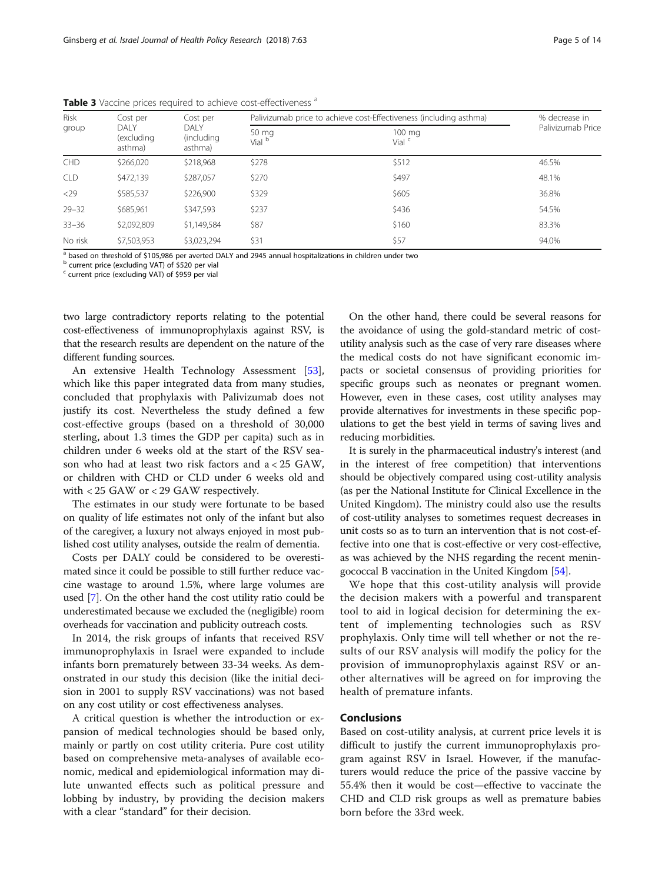**Table 3** Vaccine prices required to achieve cost-effectiveness [a]

| Risk group | Cost per DALY (excluding asthma) | Cost per DALY (including asthma) | Palivizumab price to achieve cost-Effectiveness (including asthma) | | % decrease in Palivizumab Price |
|---|---|---|---|---|---|
| | | | 50 mg Vial [b] | 100 mg Vial [c] | |
| CHD | $266,020 | $218,968 | $278 | $512 | 46.5% |
| CLD | $472,139 | $287,057 | $270 | $497 | 48.1% |
| <29 | $585,537 | $226,900 | $329 | $605 | 36.8% |
| 29–32 | $685,961 | $347,593 | $237 | $436 | 54.5% |
| 33–36 | $2,092,809 | $1,149,584 | $87 | $160 | 83.3% |
| No risk | $7,503,953 | $3,023,294 | $31 | $57 | 94.0% |

[a] based on threshold of $105,986 per averted DALY and 2945 annual hospitalizations in children under two
[b] current price (excluding VAT) of $520 per vial
[c] current price (excluding VAT) of $959 per vial

two large contradictory reports relating to the potential cost-effectiveness of immunoprophylaxis against RSV, is that the research results are dependent on the nature of the different funding sources.

An extensive Health Technology Assessment [53], which like this paper integrated data from many studies, concluded that prophylaxis with Palivizumab does not justify its cost. Nevertheless the study defined a few cost-effective groups (based on a threshold of 30,000 sterling, about 1.3 times the GDP per capita) such as in children under 6 weeks old at the start of the RSV season who had at least two risk factors and a < 25 GAW, or children with CHD or CLD under 6 weeks old and with < 25 GAW or < 29 GAW respectively.

The estimates in our study were fortunate to be based on quality of life estimates not only of the infant but also of the caregiver, a luxury not always enjoyed in most published cost utility analyses, outside the realm of dementia.

Costs per DALY could be considered to be overestimated since it could be possible to still further reduce vaccine wastage to around 1.5%, where large volumes are used [7]. On the other hand the cost utility ratio could be underestimated because we excluded the (negligible) room overheads for vaccination and publicity outreach costs.

In 2014, the risk groups of infants that received RSV immunoprophylaxis in Israel were expanded to include infants born prematurely between 33-34 weeks. As demonstrated in our study this decision (like the initial decision in 2001 to supply RSV vaccinations) was not based on any cost utility or cost effectiveness analyses.

A critical question is whether the introduction or expansion of medical technologies should be based only, mainly or partly on cost utility criteria. Pure cost utility based on comprehensive meta-analyses of available economic, medical and epidemiological information may dilute unwanted effects such as political pressure and lobbing by industry, by providing the decision makers with a clear "standard" for their decision.

On the other hand, there could be several reasons for the avoidance of using the gold-standard metric of cost-utility analysis such as the case of very rare diseases where the medical costs do not have significant economic impacts or societal consensus of providing priorities for specific groups such as neonates or pregnant women. However, even in these cases, cost utility analyses may provide alternatives for investments in these specific populations to get the best yield in terms of saving lives and reducing morbidities.

It is surely in the pharmaceutical industry's interest (and in the interest of free competition) that interventions should be objectively compared using cost-utility analysis (as per the National Institute for Clinical Excellence in the United Kingdom). The ministry could also use the results of cost-utility analyses to sometimes request decreases in unit costs so as to turn an intervention that is not cost-effective into one that is cost-effective or very cost-effective, as was achieved by the NHS regarding the recent meningococcal B vaccination in the United Kingdom [54].

We hope that this cost-utility analysis will provide the decision makers with a powerful and transparent tool to aid in logical decision for determining the extent of implementing technologies such as RSV prophylaxis. Only time will tell whether or not the results of our RSV analysis will modify the policy for the provision of immunoprophylaxis against RSV or another alternatives will be agreed on for improving the health of premature infants.

## Conclusions

Based on cost-utility analysis, at current price levels it is difficult to justify the current immunoprophylaxis program against RSV in Israel. However, if the manufacturers would reduce the price of the passive vaccine by 55.4% then it would be cost—effective to vaccinate the CHD and CLD risk groups as well as premature babies born before the 33rd week.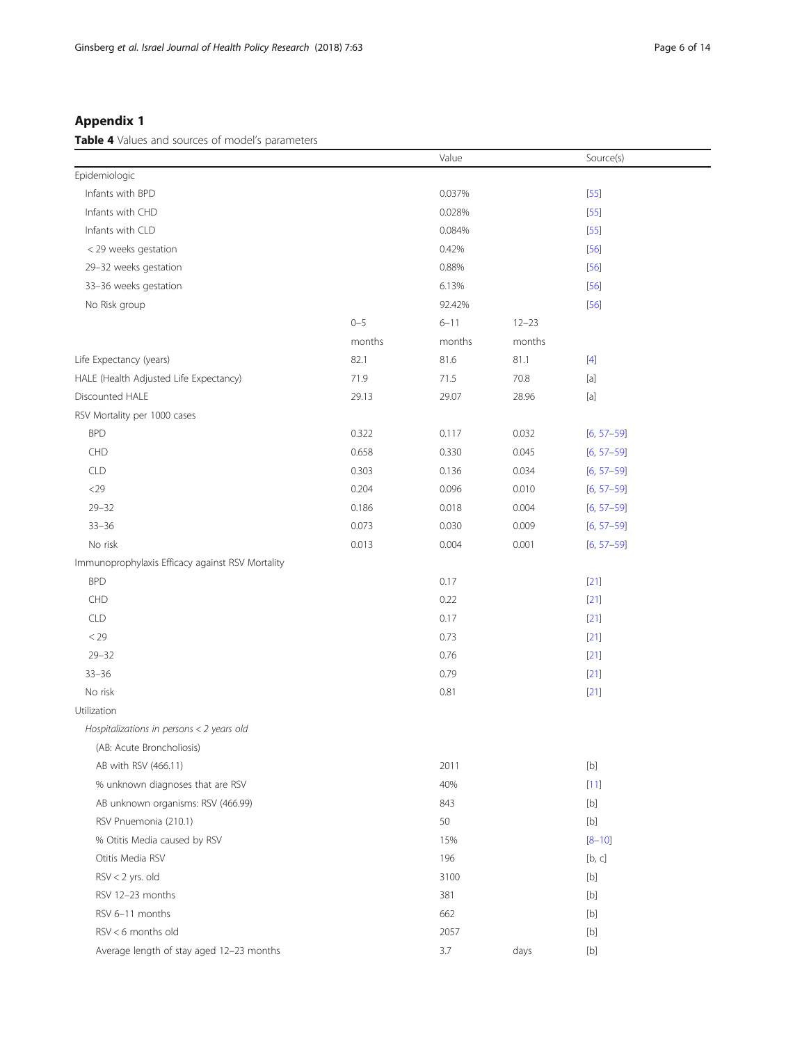## Appendix 1

**Table 4** Values and sources of model's parameters

| | | Value | | Source(s) |
|---|---|---|---|---|
| Epidemiologic | | | | |
| Infants with BPD | | 0.037% | | [55] |
| Infants with CHD | | 0.028% | | [55] |
| Infants with CLD | | 0.084% | | [55] |
| < 29 weeks gestation | | 0.42% | | [56] |
| 29–32 weeks gestation | | 0.88% | | [56] |
| 33–36 weeks gestation | | 6.13% | | [56] |
| No Risk group | | 92.42% | | [56] |
| | 0–5 months | 6–11 months | 12–23 months | |
| Life Expectancy (years) | 82.1 | 81.6 | 81.1 | [4] |
| HALE (Health Adjusted Life Expectancy) | 71.9 | 71.5 | 70.8 | [a] |
| Discounted HALE | 29.13 | 29.07 | 28.96 | [a] |
| RSV Mortality per 1000 cases | | | | |
| BPD | 0.322 | 0.117 | 0.032 | [6, 57–59] |
| CHD | 0.658 | 0.330 | 0.045 | [6, 57–59] |
| CLD | 0.303 | 0.136 | 0.034 | [6, 57–59] |
| <29 | 0.204 | 0.096 | 0.010 | [6, 57–59] |
| 29–32 | 0.186 | 0.018 | 0.004 | [6, 57–59] |
| 33–36 | 0.073 | 0.030 | 0.009 | [6, 57–59] |
| No risk | 0.013 | 0.004 | 0.001 | [6, 57–59] |
| Immunoprophylaxis Efficacy against RSV Mortality | | | | |
| BPD | | 0.17 | | [21] |
| CHD | | 0.22 | | [21] |
| CLD | | 0.17 | | [21] |
| < 29 | | 0.73 | | [21] |
| 29–32 | | 0.76 | | [21] |
| 33–36 | | 0.79 | | [21] |
| No risk | | 0.81 | | [21] |
| Utilization | | | | |
| *Hospitalizations in persons < 2 years old* | | | | |
| (AB: Acute Broncholiosis) | | | | |
| AB with RSV (466.11) | | 2011 | | [b] |
| % unknown diagnoses that are RSV | | 40% | | [11] |
| AB unknown organisms: RSV (466.99) | | 843 | | [b] |
| RSV Pnuemonia (210.1) | | 50 | | [b] |
| % Otitis Media caused by RSV | | 15% | | [8–10] |
| Otitis Media RSV | | 196 | | [b, c] |
| RSV < 2 yrs. old | | 3100 | | [b] |
| RSV 12–23 months | | 381 | | [b] |
| RSV 6–11 months | | 662 | | [b] |
| RSV < 6 months old | | 2057 | | [b] |
| Average length of stay aged 12–23 months | | 3.7 | days | [b] |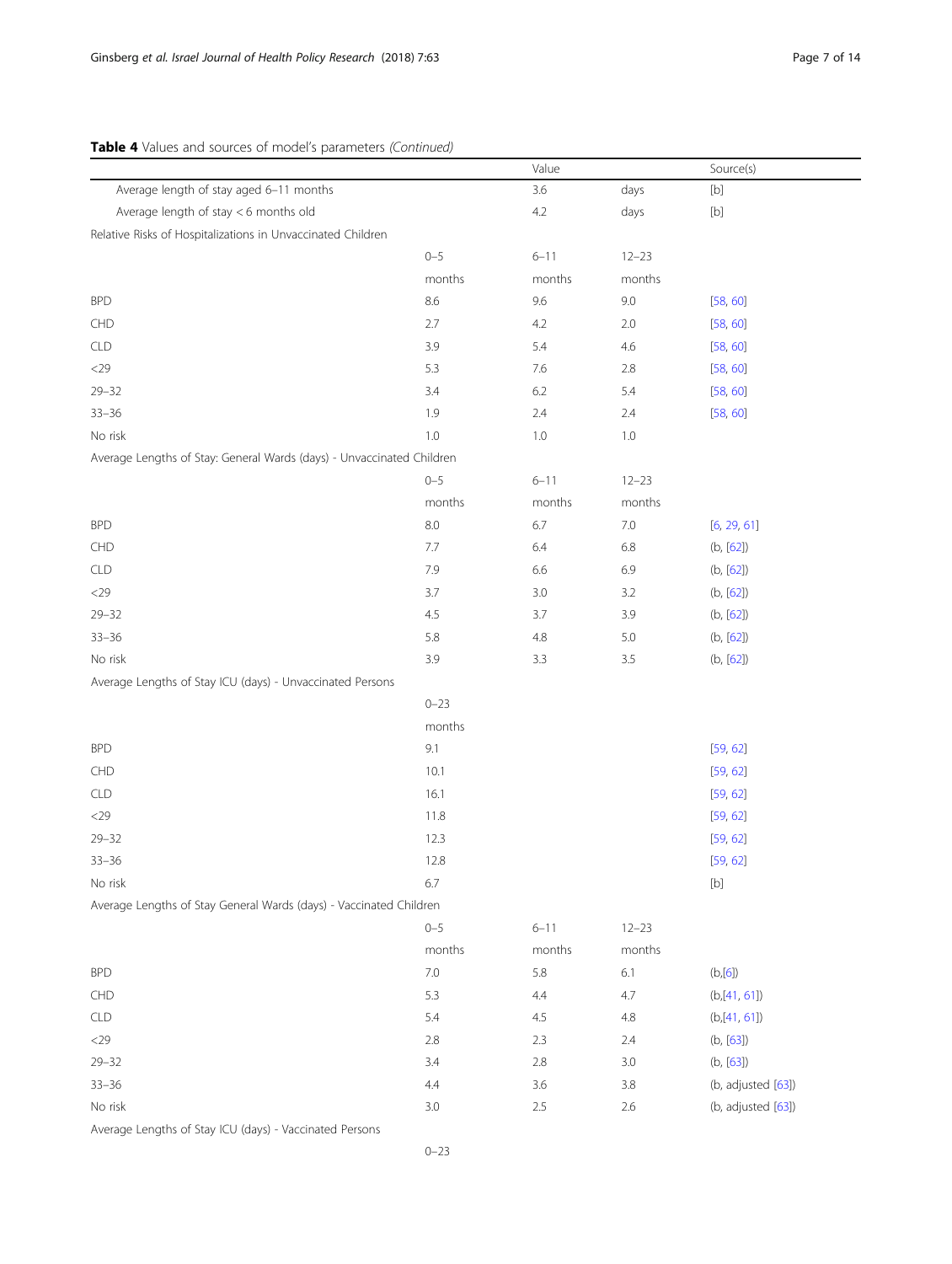**Table 4** Values and sources of model's parameters *(Continued)*

| | | Value | | Source(s) |
|---|---|---|---|---|
| Average length of stay aged 6–11 months | | 3.6 | days | [b] |
| Average length of stay < 6 months old | | 4.2 | days | [b] |
| Relative Risks of Hospitalizations in Unvaccinated Children | | | | |
| | 0–5 months | 6–11 months | 12–23 months | |
| BPD | 8.6 | 9.6 | 9.0 | [58, 60] |
| CHD | 2.7 | 4.2 | 2.0 | [58, 60] |
| CLD | 3.9 | 5.4 | 4.6 | [58, 60] |
| <29 | 5.3 | 7.6 | 2.8 | [58, 60] |
| 29–32 | 3.4 | 6.2 | 5.4 | [58, 60] |
| 33–36 | 1.9 | 2.4 | 2.4 | [58, 60] |
| No risk | 1.0 | 1.0 | 1.0 | |
| Average Lengths of Stay: General Wards (days) - Unvaccinated Children | | | | |
| | 0–5 months | 6–11 months | 12–23 months | |
| BPD | 8.0 | 6.7 | 7.0 | [6, 29, 61] |
| CHD | 7.7 | 6.4 | 6.8 | (b, [62]) |
| CLD | 7.9 | 6.6 | 6.9 | (b, [62]) |
| <29 | 3.7 | 3.0 | 3.2 | (b, [62]) |
| 29–32 | 4.5 | 3.7 | 3.9 | (b, [62]) |
| 33–36 | 5.8 | 4.8 | 5.0 | (b, [62]) |
| No risk | 3.9 | 3.3 | 3.5 | (b, [62]) |
| Average Lengths of Stay ICU (days) - Unvaccinated Persons | | | | |
| | 0–23 months | | | |
| BPD | 9.1 | | | [59, 62] |
| CHD | 10.1 | | | [59, 62] |
| CLD | 16.1 | | | [59, 62] |
| <29 | 11.8 | | | [59, 62] |
| 29–32 | 12.3 | | | [59, 62] |
| 33–36 | 12.8 | | | [59, 62] |
| No risk | 6.7 | | | [b] |
| Average Lengths of Stay General Wards (days) - Vaccinated Children | | | | |
| | 0–5 months | 6–11 months | 12–23 months | |
| BPD | 7.0 | 5.8 | 6.1 | (b,[6]) |
| CHD | 5.3 | 4.4 | 4.7 | (b,[41, 61]) |
| CLD | 5.4 | 4.5 | 4.8 | (b,[41, 61]) |
| <29 | 2.8 | 2.3 | 2.4 | (b, [63]) |
| 29–32 | 3.4 | 2.8 | 3.0 | (b, [63]) |
| 33–36 | 4.4 | 3.6 | 3.8 | (b, adjusted [63]) |
| No risk | 3.0 | 2.5 | 2.6 | (b, adjusted [63]) |
| Average Lengths of Stay ICU (days) - Vaccinated Persons | | | | |
| | 0–23 | | | |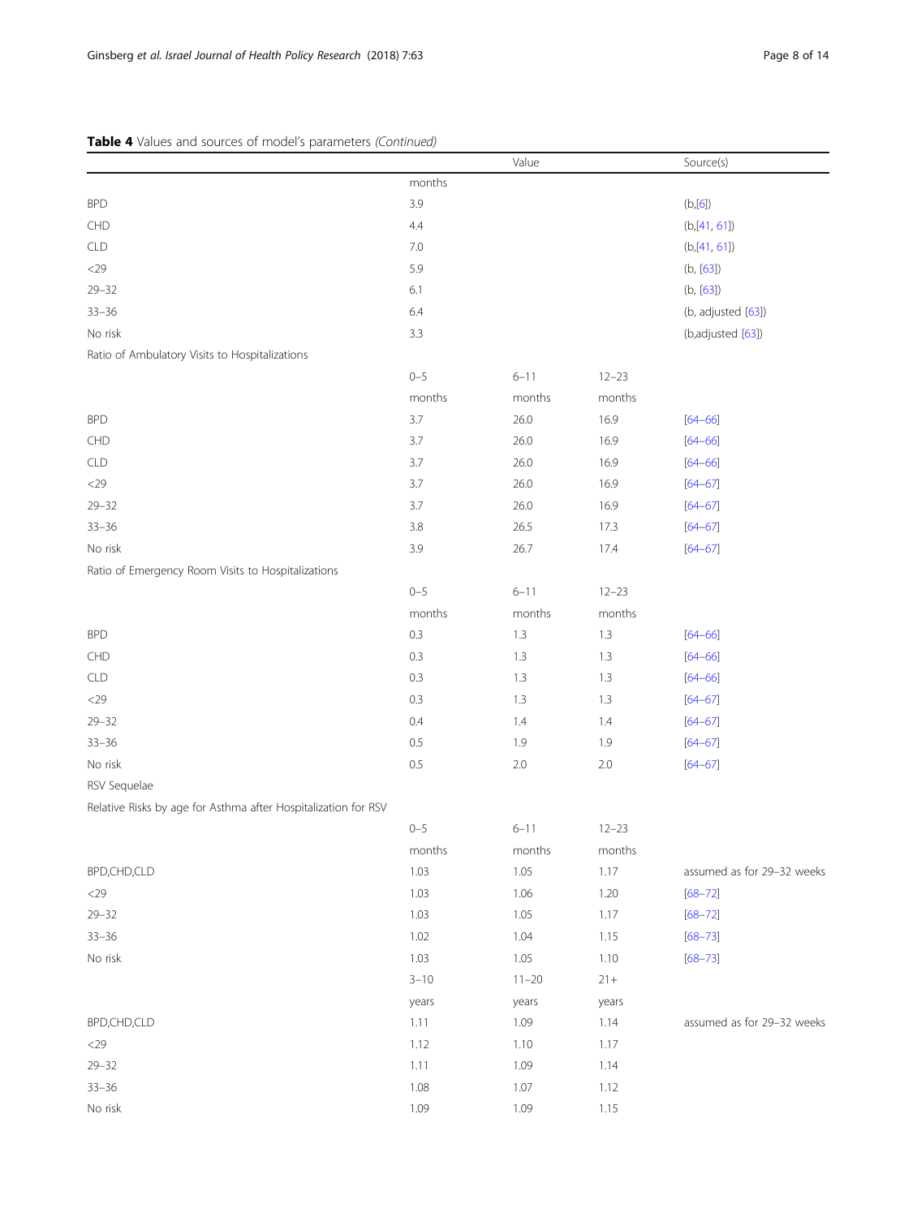**Table 4** Values and sources of model's parameters *(Continued)*

| | Value | | | Source(s) |
|---|---|---|---|---|
| | months | | | |
| BPD | 3.9 | | | (b,[6]) |
| CHD | 4.4 | | | (b,[41, 61]) |
| CLD | 7.0 | | | (b,[41, 61]) |
| <29 | 5.9 | | | (b, [63]) |
| 29–32 | 6.1 | | | (b, [63]) |
| 33–36 | 6.4 | | | (b, adjusted [63]) |
| No risk | 3.3 | | | (b,adjusted [63]) |
| Ratio of Ambulatory Visits to Hospitalizations | | | | |
| | 0–5 months | 6–11 months | 12–23 months | |
| BPD | 3.7 | 26.0 | 16.9 | [64–66] |
| CHD | 3.7 | 26.0 | 16.9 | [64–66] |
| CLD | 3.7 | 26.0 | 16.9 | [64–66] |
| <29 | 3.7 | 26.0 | 16.9 | [64–67] |
| 29–32 | 3.7 | 26.0 | 16.9 | [64–67] |
| 33–36 | 3.8 | 26.5 | 17.3 | [64–67] |
| No risk | 3.9 | 26.7 | 17.4 | [64–67] |
| Ratio of Emergency Room Visits to Hospitalizations | | | | |
| | 0–5 months | 6–11 months | 12–23 months | |
| BPD | 0.3 | 1.3 | 1.3 | [64–66] |
| CHD | 0.3 | 1.3 | 1.3 | [64–66] |
| CLD | 0.3 | 1.3 | 1.3 | [64–66] |
| <29 | 0.3 | 1.3 | 1.3 | [64–67] |
| 29–32 | 0.4 | 1.4 | 1.4 | [64–67] |
| 33–36 | 0.5 | 1.9 | 1.9 | [64–67] |
| No risk | 0.5 | 2.0 | 2.0 | [64–67] |
| RSV Sequelae | | | | |
| Relative Risks by age for Asthma after Hospitalization for RSV | | | | |
| | 0–5 months | 6–11 months | 12–23 months | |
| BPD,CHD,CLD | 1.03 | 1.05 | 1.17 | assumed as for 29–32 weeks |
| <29 | 1.03 | 1.06 | 1.20 | [68–72] |
| 29–32 | 1.03 | 1.05 | 1.17 | [68–72] |
| 33–36 | 1.02 | 1.04 | 1.15 | [68–73] |
| No risk | 1.03 | 1.05 | 1.10 | [68–73] |
| | 3–10 years | 11–20 years | 21+ years | |
| BPD,CHD,CLD | 1.11 | 1.09 | 1.14 | assumed as for 29–32 weeks |
| <29 | 1.12 | 1.10 | 1.17 | |
| 29–32 | 1.11 | 1.09 | 1.14 | |
| 33–36 | 1.08 | 1.07 | 1.12 | |
| No risk | 1.09 | 1.09 | 1.15 | |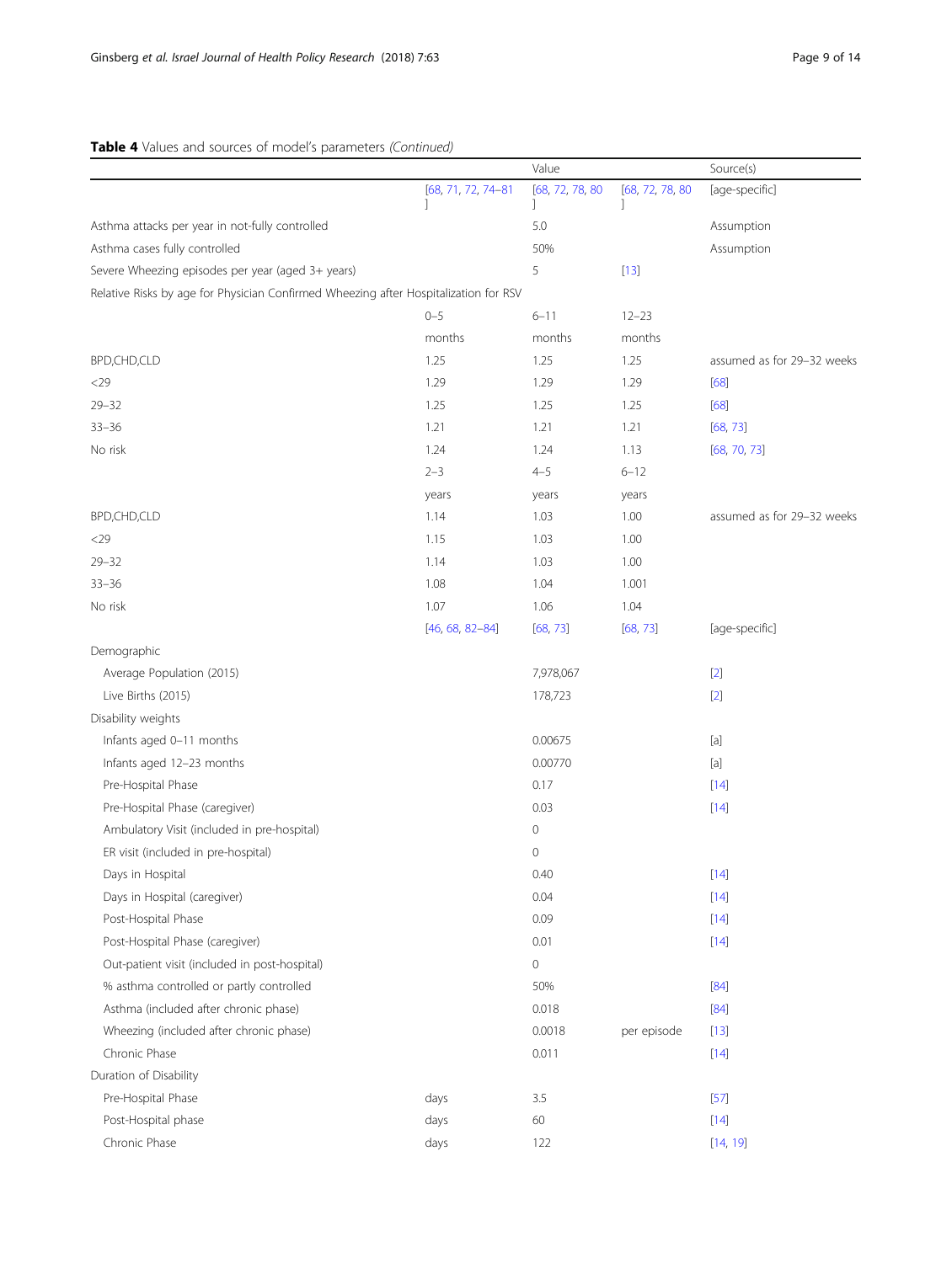**Table 4** Values and sources of model's parameters *(Continued)*

| | | Value | | Source(s) |
|---|---|---|---|---|
| | [68, 71, 72, 74–81] | [68, 72, 78, 80] | [68, 72, 78, 80] | [age-specific] |
| Asthma attacks per year in not-fully controlled | | 5.0 | | Assumption |
| Asthma cases fully controlled | | 50% | | Assumption |
| Severe Wheezing episodes per year (aged 3+ years) | | 5 | [13] | |
| Relative Risks by age for Physician Confirmed Wheezing after Hospitalization for RSV | | | | |
| | 0–5 months | 6–11 months | 12–23 months | |
| BPD,CHD,CLD | 1.25 | 1.25 | 1.25 | assumed as for 29–32 weeks |
| <29 | 1.29 | 1.29 | 1.29 | [68] |
| 29–32 | 1.25 | 1.25 | 1.25 | [68] |
| 33–36 | 1.21 | 1.21 | 1.21 | [68, 73] |
| No risk | 1.24 | 1.24 | 1.13 | [68, 70, 73] |
| | 2–3 years | 4–5 years | 6–12 years | |
| BPD,CHD,CLD | 1.14 | 1.03 | 1.00 | assumed as for 29–32 weeks |
| <29 | 1.15 | 1.03 | 1.00 | |
| 29–32 | 1.14 | 1.03 | 1.00 | |
| 33–36 | 1.08 | 1.04 | 1.001 | |
| No risk | 1.07 | 1.06 | 1.04 | |
| | [46, 68, 82–84] | [68, 73] | [68, 73] | [age-specific] |
| Demographic | | | | |
| Average Population (2015) | | 7,978,067 | | [2] |
| Live Births (2015) | | 178,723 | | [2] |
| Disability weights | | | | |
| Infants aged 0–11 months | | 0.00675 | | [a] |
| Infants aged 12–23 months | | 0.00770 | | [a] |
| Pre-Hospital Phase | | 0.17 | | [14] |
| Pre-Hospital Phase (caregiver) | | 0.03 | | [14] |
| Ambulatory Visit (included in pre-hospital) | | 0 | | |
| ER visit (included in pre-hospital) | | 0 | | |
| Days in Hospital | | 0.40 | | [14] |
| Days in Hospital (caregiver) | | 0.04 | | [14] |
| Post-Hospital Phase | | 0.09 | | [14] |
| Post-Hospital Phase (caregiver) | | 0.01 | | [14] |
| Out-patient visit (included in post-hospital) | | 0 | | |
| % asthma controlled or partly controlled | | 50% | | [84] |
| Asthma (included after chronic phase) | | 0.018 | | [84] |
| Wheezing (included after chronic phase) | | 0.0018 | per episode | [13] |
| Chronic Phase | | 0.011 | | [14] |
| Duration of Disability | | | | |
| Pre-Hospital Phase | days | 3.5 | | [57] |
| Post-Hospital phase | days | 60 | | [14] |
| Chronic Phase | days | 122 | | [14, 19] |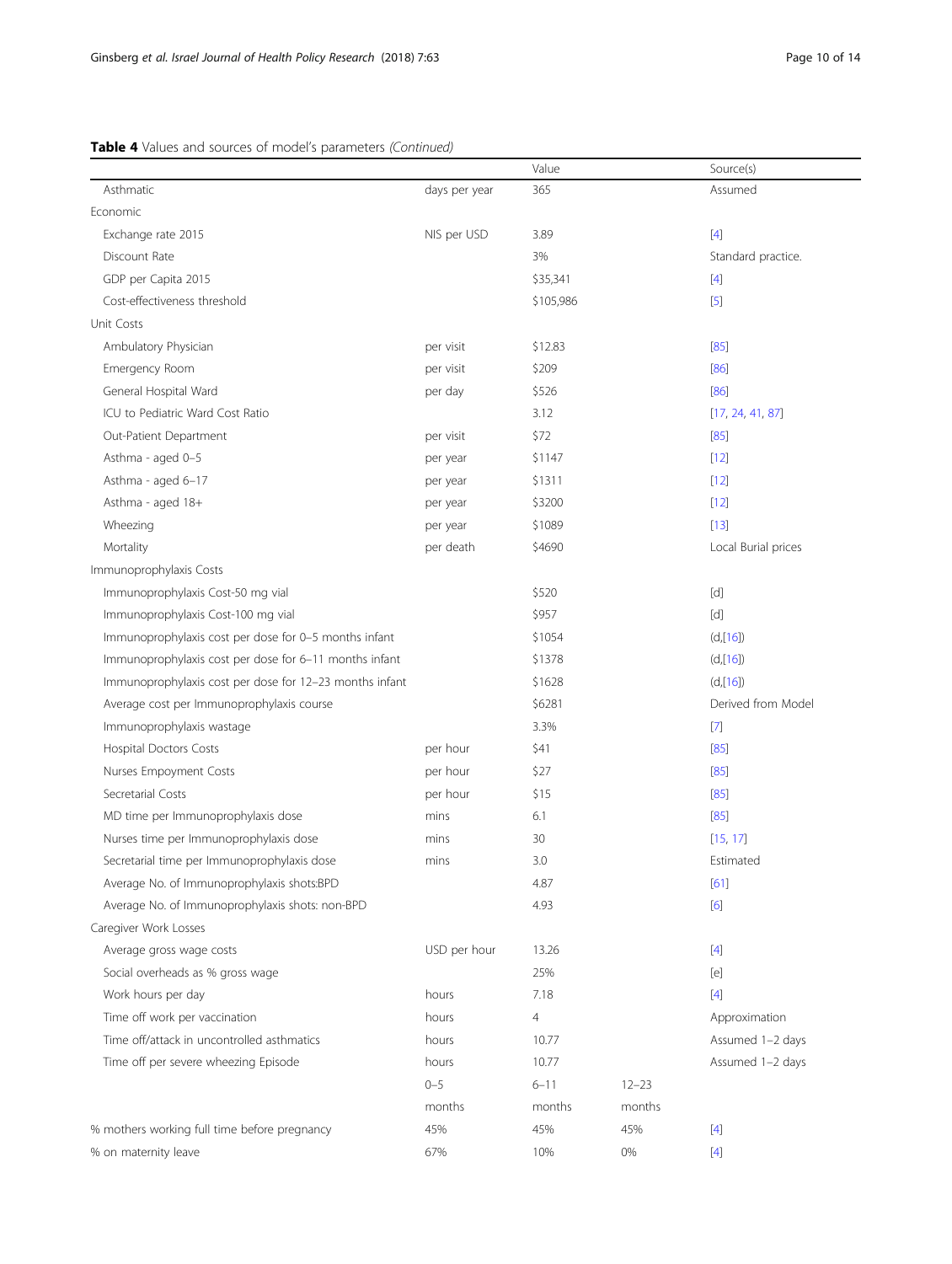**Table 4** Values and sources of model's parameters *(Continued)*

| | | Value | | Source(s) |
|---|---|---|---|---|
| Asthmatic | days per year | 365 | | Assumed |
| Economic | | | | |
| Exchange rate 2015 | NIS per USD | 3.89 | | [4] |
| Discount Rate | | 3% | | Standard practice. |
| GDP per Capita 2015 | | $35,341 | | [4] |
| Cost-effectiveness threshold | | $105,986 | | [5] |
| Unit Costs | | | | |
| Ambulatory Physician | per visit | $12.83 | | [85] |
| Emergency Room | per visit | $209 | | [86] |
| General Hospital Ward | per day | $526 | | [86] |
| ICU to Pediatric Ward Cost Ratio | | 3.12 | | [17, 24, 41, 87] |
| Out-Patient Department | per visit | $72 | | [85] |
| Asthma - aged 0–5 | per year | $1147 | | [12] |
| Asthma - aged 6–17 | per year | $1311 | | [12] |
| Asthma - aged 18+ | per year | $3200 | | [12] |
| Wheezing | per year | $1089 | | [13] |
| Mortality | per death | $4690 | | Local Burial prices |
| Immunoprophylaxis Costs | | | | |
| Immunoprophylaxis Cost-50 mg vial | | $520 | | [d] |
| Immunoprophylaxis Cost-100 mg vial | | $957 | | [d] |
| Immunoprophylaxis cost per dose for 0–5 months infant | | $1054 | | (d,[16]) |
| Immunoprophylaxis cost per dose for 6–11 months infant | | $1378 | | (d,[16]) |
| Immunoprophylaxis cost per dose for 12–23 months infant | | $1628 | | (d,[16]) |
| Average cost per Immunoprophylaxis course | | $6281 | | Derived from Model |
| Immunoprophylaxis wastage | | 3.3% | | [7] |
| Hospital Doctors Costs | per hour | $41 | | [85] |
| Nurses Empoyment Costs | per hour | $27 | | [85] |
| Secretarial Costs | per hour | $15 | | [85] |
| MD time per Immunoprophylaxis dose | mins | 6.1 | | [85] |
| Nurses time per Immunoprophylaxis dose | mins | 30 | | [15, 17] |
| Secretarial time per Immunoprophylaxis dose | mins | 3.0 | | Estimated |
| Average No. of Immunoprophylaxis shots:BPD | | 4.87 | | [61] |
| Average No. of Immunoprophylaxis shots: non-BPD | | 4.93 | | [6] |
| Caregiver Work Losses | | | | |
| Average gross wage costs | USD per hour | 13.26 | | [4] |
| Social overheads as % gross wage | | 25% | | [e] |
| Work hours per day | hours | 7.18 | | [4] |
| Time off work per vaccination | hours | 4 | | Approximation |
| Time off/attack in uncontrolled asthmatics | hours | 10.77 | | Assumed 1–2 days |
| Time off per severe wheezing Episode | hours | 10.77 | | Assumed 1–2 days |
| | 0–5 months | 6–11 months | 12–23 months | |
| % mothers working full time before pregnancy | 45% | 45% | 45% | [4] |
| % on maternity leave | 67% | 10% | 0% | [4] |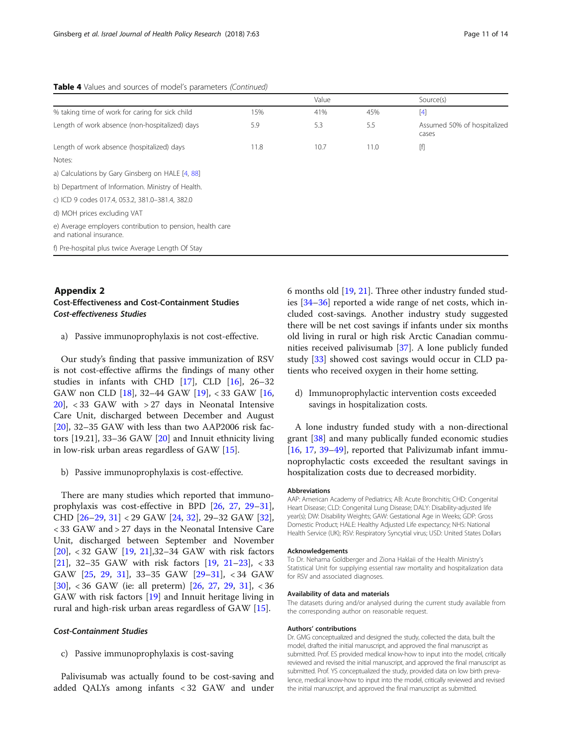**Table 4** Values and sources of model's parameters *(Continued)*

| | | Value | | Source(s) |
|---|---|---|---|---|
| % taking time of work for caring for sick child | 15% | 41% | 45% | [4] |
| Length of work absence (non-hospitalized) days | 5.9 | 5.3 | 5.5 | Assumed 50% of hospitalized cases |
| Length of work absence (hospitalized) days | 11.8 | 10.7 | 11.0 | [f] |

Notes:

a) Calculations by Gary Ginsberg on HALE [4, 88]

b) Department of Information. Ministry of Health.

c) ICD 9 codes 017.4, 053.2, 381.0–381.4, 382.0

d) MOH prices excluding VAT

e) Average employers contribution to pension, health care and national insurance.

f) Pre-hospital plus twice Average Length Of Stay

## Appendix 2

### Cost-Effectiveness and Cost-Containment Studies

#### *Cost-effectiveness Studies*

a) Passive immunoprophylaxis is not cost-effective.

Our study's finding that passive immunization of RSV is not cost-effective affirms the findings of many other studies in infants with CHD [17], CLD [16], 26–32 GAW non CLD [18], 32–44 GAW [19], < 33 GAW [16, 20], < 33 GAW with > 27 days in Neonatal Intensive Care Unit, discharged between December and August [20], 32–35 GAW with less than two AAP2006 risk factors [19.21], 33–36 GAW [20] and Innuit ethnicity living in low-risk urban areas regardless of GAW [15].

b) Passive immunoprophylaxis is cost-effective.

There are many studies which reported that immunoprophylaxis was cost-effective in BPD [26, 27, 29–31], CHD [26–29, 31] < 29 GAW [24, 32], 29–32 GAW [32], < 33 GAW and > 27 days in the Neonatal Intensive Care Unit, discharged between September and November [20], < 32 GAW [19, 21],32–34 GAW with risk factors [21], 32–35 GAW with risk factors [19, 21–23], < 33 GAW [25, 29, 31], 33–35 GAW [29–31], < 34 GAW [30], < 36 GAW (ie: all preterm) [26, 27, 29, 31], < 36 GAW with risk factors [19] and Innuit heritage living in rural and high-risk urban areas regardless of GAW [15].

#### *Cost-Containment Studies*

c) Passive immunoprophylaxis is cost-saving

Palivisumab was actually found to be cost-saving and added QALYs among infants < 32 GAW and under 6 months old [19, 21]. Three other industry funded studies [34–36] reported a wide range of net costs, which included cost-savings. Another industry study suggested there will be net cost savings if infants under six months old living in rural or high risk Arctic Canadian communities received palivisumab [37]. A lone publicly funded study [33] showed cost savings would occur in CLD patients who received oxygen in their home setting.

d) Immunoprophylactic intervention costs exceeded savings in hospitalization costs.

A lone industry funded study with a non-directional grant [38] and many publically funded economic studies [16, 17, 39–49], reported that Palivizumab infant immunoprophylactic costs exceeded the resultant savings in hospitalization costs due to decreased morbidity.

#### Abbreviations

AAP: American Academy of Pediatrics; AB: Acute Bronchitis; CHD: Congenital Heart Disease; CLD: Congenital Lung Disease; DALY: Disability-adjusted life year(s); DW: Disability Weights; GAW: Gestational Age in Weeks; GDP: Gross Domestic Product; HALE: Healthy Adjusted Life expectancy; NHS: National Health Service (UK); RSV: Respiratory Syncytial virus; USD: United States Dollars

#### Acknowledgements

To Dr. Nehama Goldberger and Ziona Haklaii of the Health Ministry's Statistical Unit for supplying essential raw mortality and hospitalization data for RSV and associated diagnoses.

#### Availability of data and materials

The datasets during and/or analysed during the current study available from the corresponding author on reasonable request.

#### Authors' contributions

Dr. GMG conceptualized and designed the study, collected the data, built the model, drafted the initial manuscript, and approved the final manuscript as submitted. Prof. ES provided medical know-how to input into the model, critically reviewed and revised the initial manuscript, and approved the final manuscript as submitted. Prof. YS conceptualized the study, provided data on low birth prevalence, medical know-how to input into the model, critically reviewed and revised the initial manuscript, and approved the final manuscript as submitted.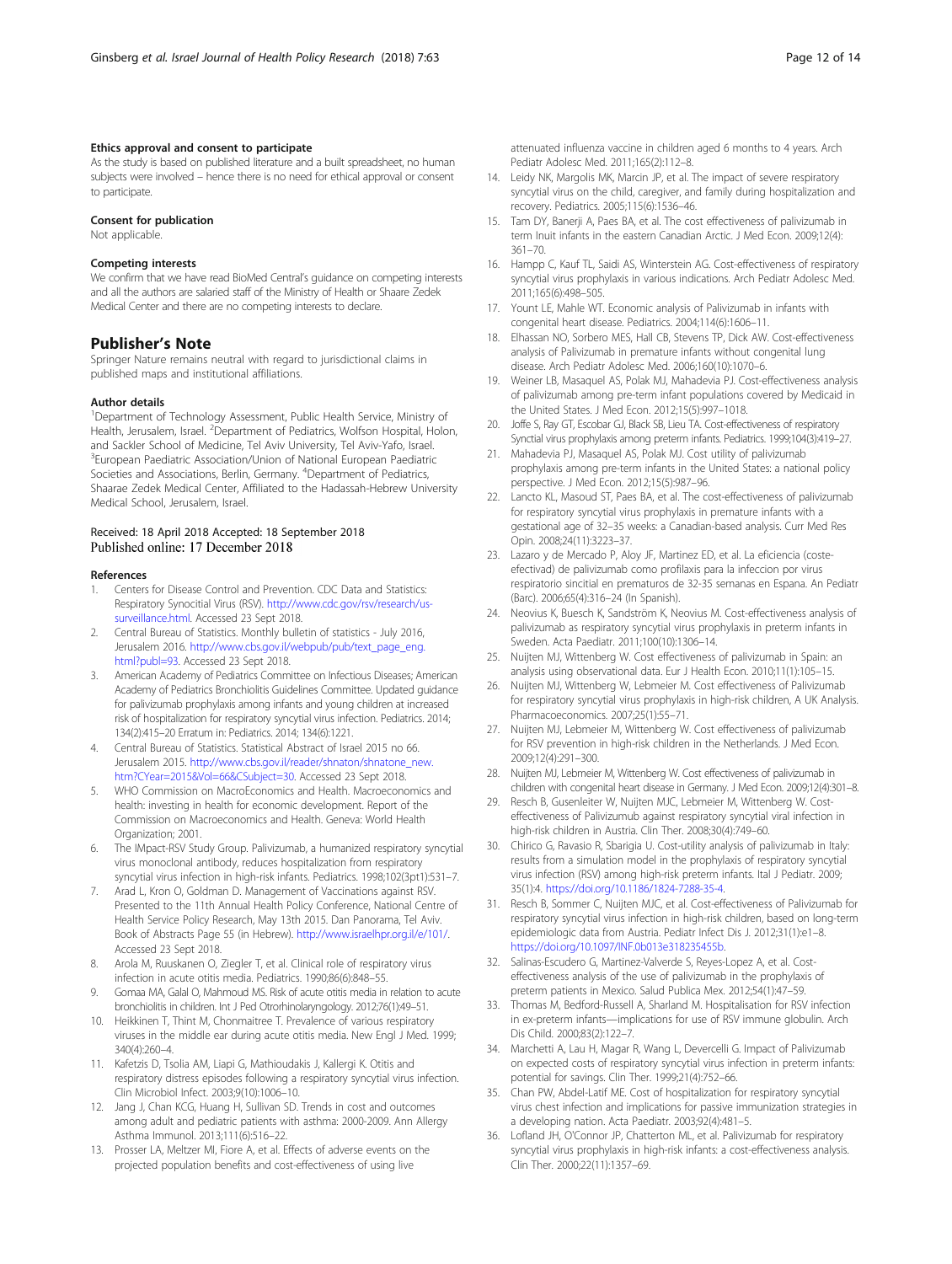#### Ethics approval and consent to participate

As the study is based on published literature and a built spreadsheet, no human subjects were involved – hence there is no need for ethical approval or consent to participate.

#### Consent for publication

Not applicable.

#### Competing interests

We confirm that we have read BioMed Central's guidance on competing interests and all the authors are salaried staff of the Ministry of Health or Shaare Zedek Medical Center and there are no competing interests to declare.

## Publisher's Note

Springer Nature remains neutral with regard to jurisdictional claims in published maps and institutional affiliations.

#### Author details

[1]Department of Technology Assessment, Public Health Service, Ministry of Health, Jerusalem, Israel. [2]Department of Pediatrics, Wolfson Hospital, Holon, and Sackler School of Medicine, Tel Aviv University, Tel Aviv-Yafo, Israel. [3]European Paediatric Association/Union of National European Paediatric Societies and Associations, Berlin, Germany. [4]Department of Pediatrics, Shaarae Zedek Medical Center, Affiliated to the Hadassah-Hebrew University Medical School, Jerusalem, Israel.

Received: 18 April 2018 Accepted: 18 September 2018
Published online: 17 December 2018

#### References

1. Centers for Disease Control and Prevention. CDC Data and Statistics: Respiratory Synocitial Virus (RSV). http://www.cdc.gov/rsv/research/us-surveillance.html. Accessed 23 Sept 2018.
2. Central Bureau of Statistics. Monthly bulletin of statistics - July 2016, Jerusalem 2016. http://www.cbs.gov.il/webpub/pub/text_page_eng.html?publ=93. Accessed 23 Sept 2018.
3. American Academy of Pediatrics Committee on Infectious Diseases; American Academy of Pediatrics Bronchiolitis Guidelines Committee. Updated guidance for palivizumab prophylaxis among infants and young children at increased risk of hospitalization for respiratory syncytial virus infection. Pediatrics. 2014; 134(2):415–20 Erratum in: Pediatrics. 2014; 134(6):1221.
4. Central Bureau of Statistics. Statistical Abstract of Israel 2015 no 66. Jerusalem 2015. http://www.cbs.gov.il/reader/shnaton/shnatone_new.htm?CYear=2015&Vol=66&CSubject=30. Accessed 23 Sept 2018.
5. WHO Commission on MacroEconomics and Health. Macroeconomics and health: investing in health for economic development. Report of the Commission on Macroeconomics and Health. Geneva: World Health Organization; 2001.
6. The IMpact-RSV Study Group. Palivizumab, a humanized respiratory syncytial virus monoclonal antibody, reduces hospitalization from respiratory syncytial virus infection in high-risk infants. Pediatrics. 1998;102(3pt1):531–7.
7. Arad L, Kron O, Goldman D. Management of Vaccinations against RSV. Presented to the 11th Annual Health Policy Conference, National Centre of Health Service Policy Research, May 13th 2015. Dan Panorama, Tel Aviv. Book of Abstracts Page 55 (in Hebrew). http://www.israelhpr.org.il/e/101/. Accessed 23 Sept 2018.
8. Arola M, Ruuskanen O, Ziegler T, et al. Clinical role of respiratory virus infection in acute otitis media. Pediatrics. 1990;86(6):848–55.
9. Gomaa MA, Galal O, Mahmoud MS. Risk of acute otitis media in relation to acute bronchiolitis in children. Int J Ped Otrorhinolaryngology. 2012;76(1):49–51.
10. Heikkinen T, Thint M, Chonmaitree T. Prevalence of various respiratory viruses in the middle ear during acute otitis media. New Engl J Med. 1999; 340(4):260–4.
11. Kafetzis D, Tsolia AM, Liapi G, Mathioudakis J, Kallergi K. Otitis and respiratory distress episodes following a respiratory syncytial virus infection. Clin Microbiol Infect. 2003;9(10):1006–10.
12. Jang J, Chan KCG, Huang H, Sullivan SD. Trends in cost and outcomes among adult and pediatric patients with asthma: 2000-2009. Ann Allergy Asthma Immunol. 2013;111(6):516–22.
13. Prosser LA, Meltzer MI, Fiore A, et al. Effects of adverse events on the projected population benefits and cost-effectiveness of using live attenuated influenza vaccine in children aged 6 months to 4 years. Arch Pediatr Adolesc Med. 2011;165(2):112–8.
14. Leidy NK, Margolis MK, Marcin JP, et al. The impact of severe respiratory syncytial virus on the child, caregiver, and family during hospitalization and recovery. Pediatrics. 2005;115(6):1536–46.
15. Tam DY, Banerji A, Paes BA, et al. The cost effectiveness of palivizumab in term Inuit infants in the eastern Canadian Arctic. J Med Econ. 2009;12(4): 361–70.
16. Hampp C, Kauf TL, Saidi AS, Winterstein AG. Cost-effectiveness of respiratory syncytial virus prophylaxis in various indications. Arch Pediatr Adolesc Med. 2011;165(6):498–505.
17. Yount LE, Mahle WT. Economic analysis of Palivizumab in infants with congenital heart disease. Pediatrics. 2004;114(6):1606–11.
18. Elhassan NO, Sorbero MES, Hall CB, Stevens TP, Dick AW. Cost-effectiveness analysis of Palivizumab in premature infants without congenital lung disease. Arch Pediatr Adolesc Med. 2006;160(10):1070–6.
19. Weiner LB, Masaquel AS, Polak MJ, Mahadevia PJ. Cost-effectiveness analysis of palivizumab among pre-term infant populations covered by Medicaid in the United States. J Med Econ. 2012;15(5):997–1018.
20. Joffe S, Ray GT, Escobar GJ, Black SB, Lieu TA. Cost-effectiveness of respiratory Synctial virus prophylaxis among preterm infants. Pediatrics. 1999;104(3):419–27.
21. Mahadevia PJ, Masaquel AS, Polak MJ. Cost utility of palivizumab prophylaxis among pre-term infants in the United States: a national policy perspective. J Med Econ. 2012;15(5):987–96.
22. Lancto KL, Masoud ST, Paes BA, et al. The cost-effectiveness of palivizumab for respiratory syncytial virus prophylaxis in premature infants with a gestational age of 32–35 weeks: a Canadian-based analysis. Curr Med Res Opin. 2008;24(11):3223–37.
23. Lazaro y de Mercado P, Aloy JF, Martinez ED, et al. La eficiencia (coste-efectivad) de palivizumab como profilaxis para la infeccion por virus respiratorio sincitial en prematuros de 32-35 semanas en Espana. An Pediatr (Barc). 2006;65(4):316–24 (In Spanish).
24. Neovius K, Buesch K, Sandström K, Neovius M. Cost-effectiveness analysis of palivizumab as respiratory syncytial virus prophylaxis in preterm infants in Sweden. Acta Paediatr. 2011;100(10):1306–14.
25. Nuijten MJ, Wittenberg W. Cost effectiveness of palivizumab in Spain: an analysis using observational data. Eur J Health Econ. 2010;11(1):105–15.
26. Nuijten MJ, Wittenberg W, Lebmeier M. Cost effectiveness of palivizumab for respiratory syncytial virus prophylaxis in high-risk children, A UK Analysis. Pharmacoeconomics. 2007;25(1):55–71.
27. Nuijten MJ, Lebmeier M, Wittenberg W. Cost effectiveness of palivizumab for RSV prevention in high-risk children in the Netherlands. J Med Econ. 2009;12(4):291–300.
28. Nuijten MJ, Lebmeier M, Wittenberg W. Cost effectiveness of palivizumab in children with congenital heart disease in Germany. J Med Econ. 2009;12(4):301–8.
29. Resch B, Gusenleiter W, Nuijten MJC, Lebmeier M, Wittenberg W. Cost-effectiveness of Palivizumub against respiratory syncytial viral infection in high-risk children in Austria. Clin Ther. 2008;30(4):749–60.
30. Chirico G, Ravasio R, Sbarigia U. Cost-utility analysis of palivizumab in Italy: results from a simulation model in the prophylaxis of respiratory syncytial virus infection (RSV) among high-risk preterm infants. Ital J Pediatr. 2009; 35(1):4. https://doi.org/10.1186/1824-7288-35-4.
31. Resch B, Sommer C, Nuijten MJC, et al. Cost-effectiveness of Palivizumab for respiratory syncytial virus infection in high-risk children, based on long-term epidemiologic data from Austria. Pediatr Infect Dis J. 2012;31(1):e1–8. https://doi.org/10.1097/INF.0b013e318235455b.
32. Salinas-Escudero G, Martinez-Valverde S, Reyes-Lopez A, et al. Cost-effectiveness analysis of the use of palivizumab in the prophylaxis of preterm patients in Mexico. Salud Publica Mex. 2012;54(1):47–59.
33. Thomas M, Bedford-Russell A, Sharland M. Hospitalisation for RSV infection in ex-preterm infants—implications for use of RSV immune globulin. Arch Dis Child. 2000;83(2):122–7.
34. Marchetti A, Lau H, Magar R, Wang L, Devercelli G. Impact of Palivizumab on expected costs of respiratory syncytial virus infection in preterm infants: potential for savings. Clin Ther. 1999;21(4):752–66.
35. Chan PW, Abdel-Latif ME. Cost of hospitalization for respiratory syncytial virus chest infection and implications for passive immunization strategies in a developing nation. Acta Paediatr. 2003;92(4):481–5.
36. Lofland JH, O'Connor JP, Chatterton ML, et al. Palivizumab for respiratory syncytial virus prophylaxis in high-risk infants: a cost-effectiveness analysis. Clin Ther. 2000;22(11):1357–69.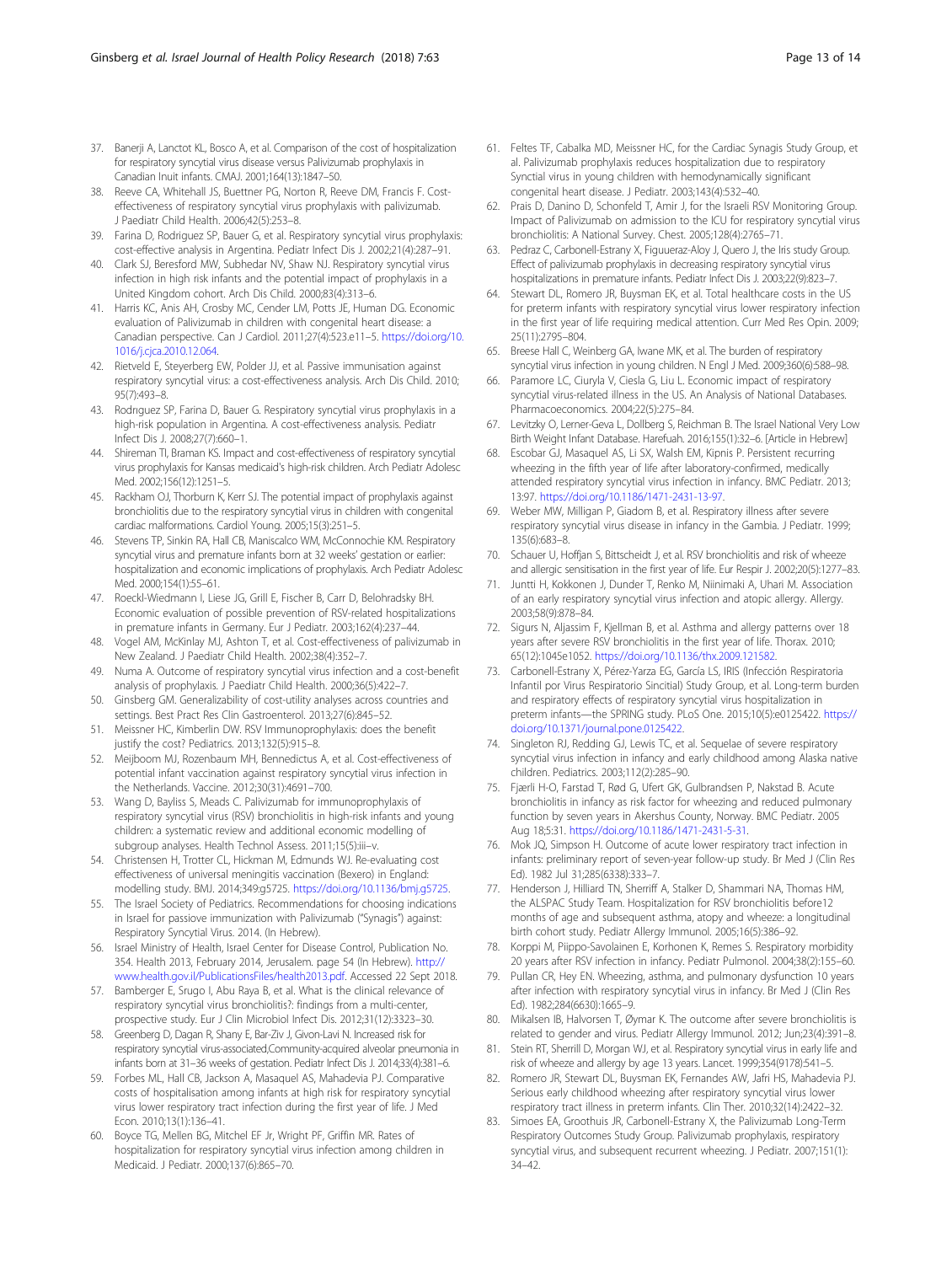37. Banerji A, Lanctot KL, Bosco A, et al. Comparison of the cost of hospitalization for respiratory syncytial virus disease versus Palivizumab prophylaxis in Canadian Inuit infants. CMAJ. 2001;164(13):1847–50.
38. Reeve CA, Whitehall JS, Buettner PG, Norton R, Reeve DM, Francis F. Cost-effectiveness of respiratory syncytial virus prophylaxis with palivizumab. J Paediatr Child Health. 2006;42(5):253–8.
39. Farina D, Rodriguez SP, Bauer G, et al. Respiratory syncytial virus prophylaxis: cost-effective analysis in Argentina. Pediatr Infect Dis J. 2002;21(4):287–91.
40. Clark SJ, Beresford MW, Subhedar NV, Shaw NJ. Respiratory syncytial virus infection in high risk infants and the potential impact of prophylaxis in a United Kingdom cohort. Arch Dis Child. 2000;83(4):313–6.
41. Harris KC, Anis AH, Crosby MC, Cender LM, Potts JE, Human DG. Economic evaluation of Palivizumab in children with congenital heart disease: a Canadian perspective. Can J Cardiol. 2011;27(4):523.e11–5. https://doi.org/10.1016/j.cjca.2010.12.064.
42. Rietveld E, Steyerberg EW, Polder JJ, et al. Passive immunisation against respiratory syncytial virus: a cost-effectiveness analysis. Arch Dis Child. 2010; 95(7):493–8.
43. Rodrıguez SP, Farina D, Bauer G. Respiratory syncytial virus prophylaxis in a high-risk population in Argentina. A cost-effectiveness analysis. Pediatr Infect Dis J. 2008;27(7):660–1.
44. Shireman TI, Braman KS. Impact and cost-effectiveness of respiratory syncytial virus prophylaxis for Kansas medicaid's high-risk children. Arch Pediatr Adolesc Med. 2002;156(12):1251–5.
45. Rackham OJ, Thorburn K, Kerr SJ. The potential impact of prophylaxis against bronchiolitis due to the respiratory syncytial virus in children with congenital cardiac malformations. Cardiol Young. 2005;15(3):251–5.
46. Stevens TP, Sinkin RA, Hall CB, Maniscalco WM, McConnochie KM. Respiratory syncytial virus and premature infants born at 32 weeks' gestation or earlier: hospitalization and economic implications of prophylaxis. Arch Pediatr Adolesc Med. 2000;154(1):55–61.
47. Roeckl-Wiedmann I, Liese JG, Grill E, Fischer B, Carr D, Belohradsky BH. Economic evaluation of possible prevention of RSV-related hospitalizations in premature infants in Germany. Eur J Pediatr. 2003;162(4):237–44.
48. Vogel AM, McKinlay MJ, Ashton T, et al. Cost-effectiveness of palivizumab in New Zealand. J Paediatr Child Health. 2002;38(4):352–7.
49. Numa A. Outcome of respiratory syncytial virus infection and a cost-benefit analysis of prophylaxis. J Paediatr Child Health. 2000;36(5):422–7.
50. Ginsberg GM. Generalizability of cost-utility analyses across countries and settings. Best Pract Res Clin Gastroenterol. 2013;27(6):845–52.
51. Meissner HC, Kimberlin DW. RSV Immunoprophylaxis: does the benefit justify the cost? Pediatrics. 2013;132(5):915–8.
52. Meijboom MJ, Rozenbaum MH, Bennedictus A, et al. Cost-effectiveness of potential infant vaccination against respiratory syncytial virus infection in the Netherlands. Vaccine. 2012;30(31):4691–700.
53. Wang D, Bayliss S, Meads C. Palivizumab for immunoprophylaxis of respiratory syncytial virus (RSV) bronchiolitis in high-risk infants and young children: a systematic review and additional economic modelling of subgroup analyses. Health Technol Assess. 2011;15(5):iii–v.
54. Christensen H, Trotter CL, Hickman M, Edmunds WJ. Re-evaluating cost effectiveness of universal meningitis vaccination (Bexero) in England: modelling study. BMJ. 2014;349:g5725. https://doi.org/10.1136/bmj.g5725.
55. The Israel Society of Pediatrics. Recommendations for choosing indications in Israel for passive immunization with Palivizumab ("Synagis") against: Respiratory Syncytial Virus. 2014. (In Hebrew).
56. Israel Ministry of Health, Israel Center for Disease Control, Publication No. 354. Health 2013, February 2014, Jerusalem. page 54 (In Hebrew). http://www.health.gov.il/PublicationsFiles/health2013.pdf. Accessed 22 Sept 2018.
57. Bamberger E, Srugo I, Abu Raya B, et al. What is the clinical relevance of respiratory syncytial virus bronchiolitis?: findings from a multi-center, prospective study. Eur J Clin Microbiol Infect Dis. 2012;31(12):3323–30.
58. Greenberg D, Dagan R, Shany E, Bar-Ziv J, Givon-Lavi N. Increased risk for respiratory syncytial virus-associated,Community-acquired alveolar pneumonia in infants born at 31–36 weeks of gestation. Pediatr Infect Dis J. 2014;33(4):381–6.
59. Forbes ML, Hall CB, Jackson A, Masaquel AS, Mahadevia PJ. Comparative costs of hospitalisation among infants at high risk for respiratory syncytial virus lower respiratory tract infection during the first year of life. J Med Econ. 2010;13(1):136–41.
60. Boyce TG, Mellen BG, Mitchel EF Jr, Wright PF, Griffin MR. Rates of hospitalization for respiratory syncytial virus infection among children in Medicaid. J Pediatr. 2000;137(6):865–70.
61. Feltes TF, Cabalka MD, Meissner HC, for the Cardiac Synagis Study Group, et al. Palivizumab prophylaxis reduces hospitalization due to respiratory Synctial virus in young children with hemodynamically significant congenital heart disease. J Pediatr. 2003;143(4):532–40.
62. Prais D, Danino D, Schonfeld T, Amir J, for the Israeli RSV Monitoring Group. Impact of Palivizumab on admission to the ICU for respiratory syncytial virus bronchiolitis: A National Survey. Chest. 2005;128(4):2765–71.
63. Pedraz C, Carbonell-Estrany X, Figuueraz-Aloy J, Quero J, the Iris study Group. Effect of palivizumab prophylaxis in decreasing respiratory syncytial virus hospitalizations in premature infants. Pediatr Infect Dis J. 2003;22(9):823–7.
64. Stewart DL, Romero JR, Buysman EK, et al. Total healthcare costs in the US for preterm infants with respiratory syncytial virus lower respiratory infection in the first year of life requiring medical attention. Curr Med Res Opin. 2009; 25(11):2795–804.
65. Breese Hall C, Weinberg GA, Iwane MK, et al. The burden of respiratory syncytial virus infection in young children. N Engl J Med. 2009;360(6):588–98.
66. Paramore LC, Ciuryla V, Ciesla G, Liu L. Economic impact of respiratory syncytial virus-related illness in the US. An Analysis of National Databases. Pharmacoeconomics. 2004;22(5):275–84.
67. Levitzky O, Lerner-Geva L, Dollberg S, Reichman B. The Israel National Very Low Birth Weight Infant Database. Harefuah. 2016;155(1):32–6. [Article in Hebrew]
68. Escobar GJ, Masaquel AS, Li SX, Walsh EM, Kipnis P. Persistent recurring wheezing in the fifth year of life after laboratory-confirmed, medically attended respiratory syncytial virus infection in infancy. BMC Pediatr. 2013; 13:97. https://doi.org/10.1186/1471-2431-13-97.
69. Weber MW, Milligan P, Giadom B, et al. Respiratory illness after severe respiratory syncytial virus disease in infancy in the Gambia. J Pediatr. 1999; 135(6):683–8.
70. Schauer U, Hoffjan S, Bittscheidt J, et al. RSV bronchiolitis and risk of wheeze and allergic sensitisation in the first year of life. Eur Respir J. 2002;20(5):1277–83.
71. Juntti H, Kokkonen J, Dunder T, Renko M, Niinimaki A, Uhari M. Association of an early respiratory syncytial virus infection and atopic allergy. Allergy. 2003;58(9):878–84.
72. Sigurs N, Aljassim F, Kjellman B, et al. Asthma and allergy patterns over 18 years after severe RSV bronchiolitis in the first year of life. Thorax. 2010; 65(12):1045e1052. https://doi.org/10.1136/thx.2009.121582.
73. Carbonell-Estrany X, Pérez-Yarza EG, García LS, IRIS (Infección Respiratoria Infantil por Virus Respiratorio Sincitial) Study Group, et al. Long-term burden and respiratory effects of respiratory syncytial virus hospitalization in preterm infants—the SPRING study. PLoS One. 2015;10(5):e0125422. https://doi.org/10.1371/journal.pone.0125422.
74. Singleton RJ, Redding GJ, Lewis TC, et al. Sequelae of severe respiratory syncytial virus infection in infancy and early childhood among Alaska native children. Pediatrics. 2003;112(2):285–90.
75. Fjærli H-O, Farstad T, Rød G, Ufert GK, Gulbrandsen P, Nakstad B. Acute bronchiolitis in infancy as risk factor for wheezing and reduced pulmonary function by seven years in Akershus County, Norway. BMC Pediatr. 2005 Aug 18;5:31. https://doi.org/10.1186/1471-2431-5-31.
76. Mok JQ, Simpson H. Outcome of acute lower respiratory tract infection in infants: preliminary report of seven-year follow-up study. Br Med J (Clin Res Ed). 1982 Jul 31;285(6338):333–7.
77. Henderson J, Hilliard TN, Sherriff A, Stalker D, Shammari NA, Thomas HM, the ALSPAC Study Team. Hospitalization for RSV bronchiolitis before12 months of age and subsequent asthma, atopy and wheeze: a longitudinal birth cohort study. Pediatr Allergy Immunol. 2005;16(5):386–92.
78. Korppi M, Piippo-Savolainen E, Korhonen K, Remes S. Respiratory morbidity 20 years after RSV infection in infancy. Pediatr Pulmonol. 2004;38(2):155–60.
79. Pullan CR, Hey EN. Wheezing, asthma, and pulmonary dysfunction 10 years after infection with respiratory syncytial virus in infancy. Br Med J (Clin Res Ed). 1982;284(6330):1665–9.
80. Mikalsen IB, Halvorsen T, Øymar K. The outcome after severe bronchiolitis is related to gender and virus. Pediatr Allergy Immunol. 2012; Jun;23(4):391–8.
81. Stein RT, Sherrill D, Morgan WJ, et al. Respiratory syncytial virus in early life and risk of wheeze and allergy by age 13 years. Lancet. 1999;354(9178):541–5.
82. Romero JR, Stewart DL, Buysman EK, Fernandes AW, Jafri HS, Mahadevia PJ. Serious early childhood wheezing after respiratory syncytial virus lower respiratory tract illness in preterm infants. Clin Ther. 2010;32(14):2422–32.
83. Simoes EA, Groothuis JR, Carbonell-Estrany X, the Palivizumab Long-Term Respiratory Outcomes Study Group. Palivizumab prophylaxis, respiratory syncytial virus, and subsequent recurrent wheezing. J Pediatr. 2007;151(1): 34–42.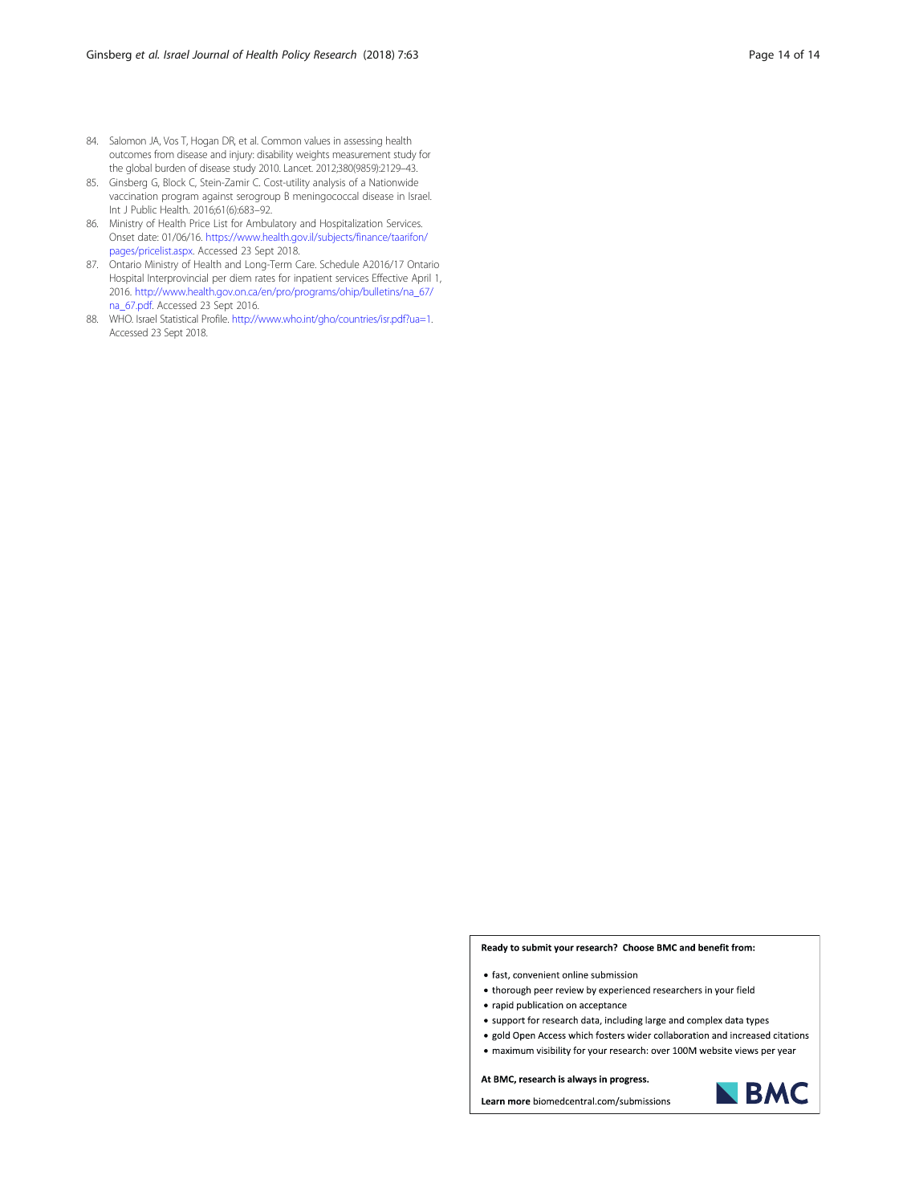84. Salomon JA, Vos T, Hogan DR, et al. Common values in assessing health outcomes from disease and injury: disability weights measurement study for the global burden of disease study 2010. Lancet. 2012;380(9859):2129–43.
85. Ginsberg G, Block C, Stein-Zamir C. Cost-utility analysis of a Nationwide vaccination program against serogroup B meningococcal disease in Israel. Int J Public Health. 2016;61(6):683–92.
86. Ministry of Health Price List for Ambulatory and Hospitalization Services. Onset date: 01/06/16. https://www.health.gov.il/subjects/finance/taarifon/pages/pricelist.aspx. Accessed 23 Sept 2018.
87. Ontario Ministry of Health and Long-Term Care. Schedule A2016/17 Ontario Hospital Interprovincial per diem rates for inpatient services Effective April 1, 2016. http://www.health.gov.on.ca/en/pro/programs/ohip/bulletins/na_67/na_67.pdf. Accessed 23 Sept 2016.
88. WHO. Israel Statistical Profile. http://www.who.int/gho/countries/isr.pdf?ua=1. Accessed 23 Sept 2018.

**Ready to submit your research? Choose BMC and benefit from:**

- fast, convenient online submission
- thorough peer review by experienced researchers in your field
- rapid publication on acceptance
- support for research data, including large and complex data types
- gold Open Access which fosters wider collaboration and increased citations
- maximum visibility for your research: over 100M website views per year

**At BMC, research is always in progress.**

**Learn more** biomedcentral.com/submissions

BMC